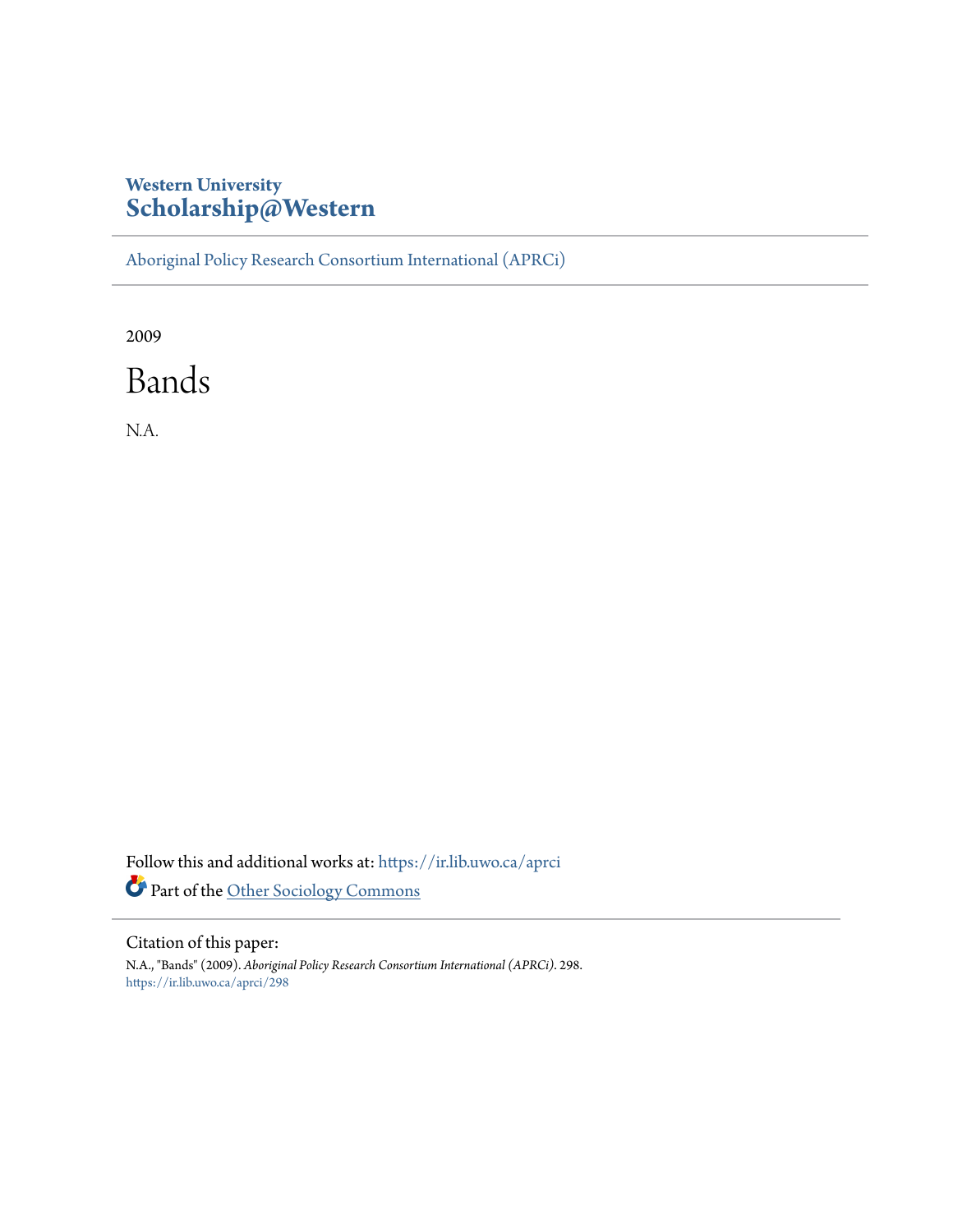**Western University**
**Scholarship@Western**

Aboriginal Policy Research Consortium International (APRCi)

2009

# Bands

N.A.

Follow this and additional works at: https://ir.lib.uwo.ca/aprci

Part of the Other Sociology Commons

Citation of this paper:

N.A., "Bands" (2009). *Aboriginal Policy Research Consortium International (APRCi)*. 298.
https://ir.lib.uwo.ca/aprci/298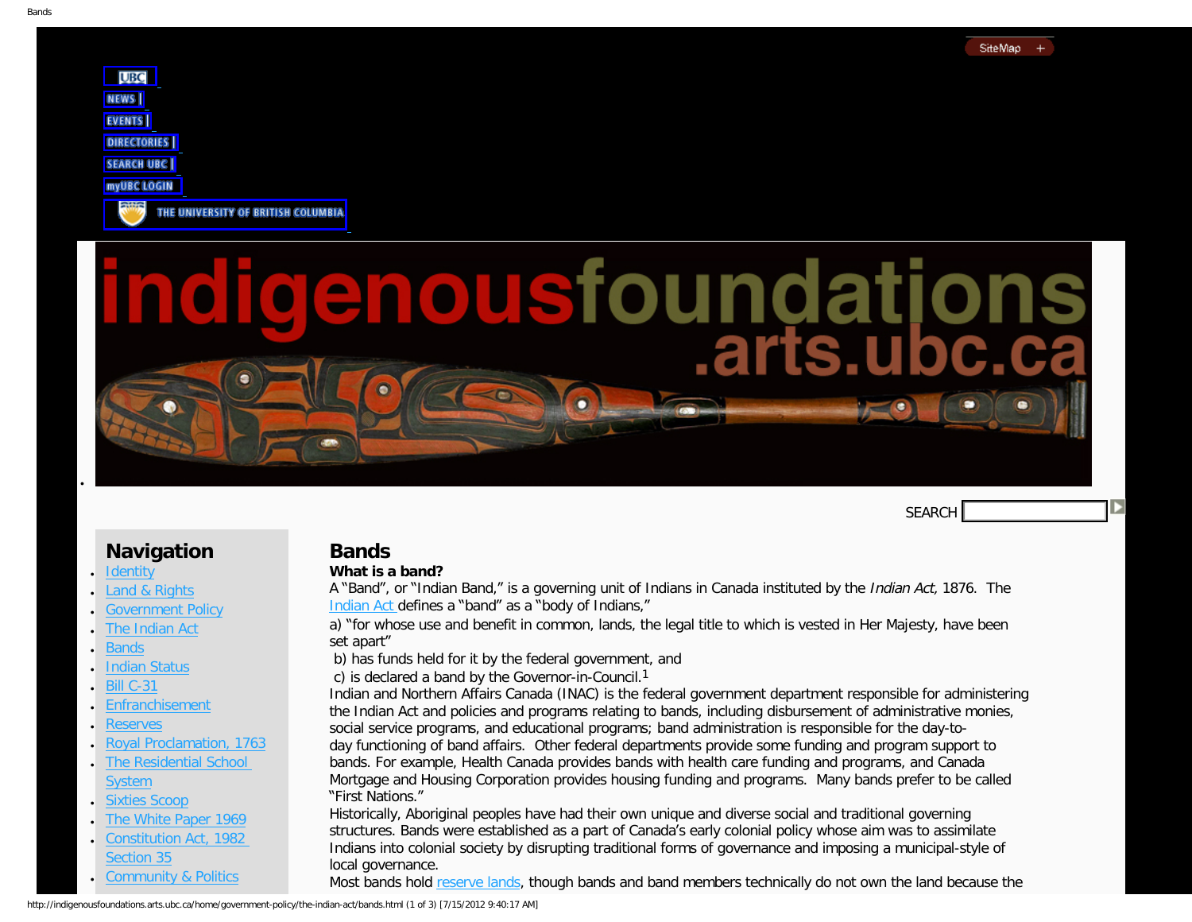SiteMap +

- UBC
- NEWS |
- EVENTS |
- DIRECTORIES |
- SEARCH UBC |
- myUBC LOGIN
- THE UNIVERSITY OF BRITISH COLUMBIA

indigenousfoundations.arts.ubc.ca

SEARCH

## Navigation

- Identity
- Land & Rights
- Government Policy
- The Indian Act
- Bands
- Indian Status
- Bill C-31
- Enfranchisement
- Reserves
- Royal Proclamation, 1763
- The Residential School System
- Sixties Scoop
- The White Paper 1969
- Constitution Act, 1982 Section 35
- Community & Politics

# Bands

**What is a band?**

A "Band", or "Indian Band," is a governing unit of Indians in Canada instituted by the *Indian Act,* 1876. The Indian Act defines a "band" as a "body of Indians,"

a) "for whose use and benefit in common, lands, the legal title to which is vested in Her Majesty, have been set apart"

b) has funds held for it by the federal government, and

c) is declared a band by the Governor-in-Council.[1]

Indian and Northern Affairs Canada (INAC) is the federal government department responsible for administering the Indian Act and policies and programs relating to bands, including disbursement of administrative monies, social service programs, and educational programs; band administration is responsible for the day-to-day functioning of band affairs. Other federal departments provide some funding and program support to bands. For example, Health Canada provides bands with health care funding and programs, and Canada Mortgage and Housing Corporation provides housing funding and programs. Many bands prefer to be called "First Nations."

Historically, Aboriginal peoples have had their own unique and diverse social and traditional governing structures. Bands were established as a part of Canada's early colonial policy whose aim was to assimilate Indians into colonial society by disrupting traditional forms of governance and imposing a municipal-style of local governance.

Most bands hold reserve lands, though bands and band members technically do not own the land because the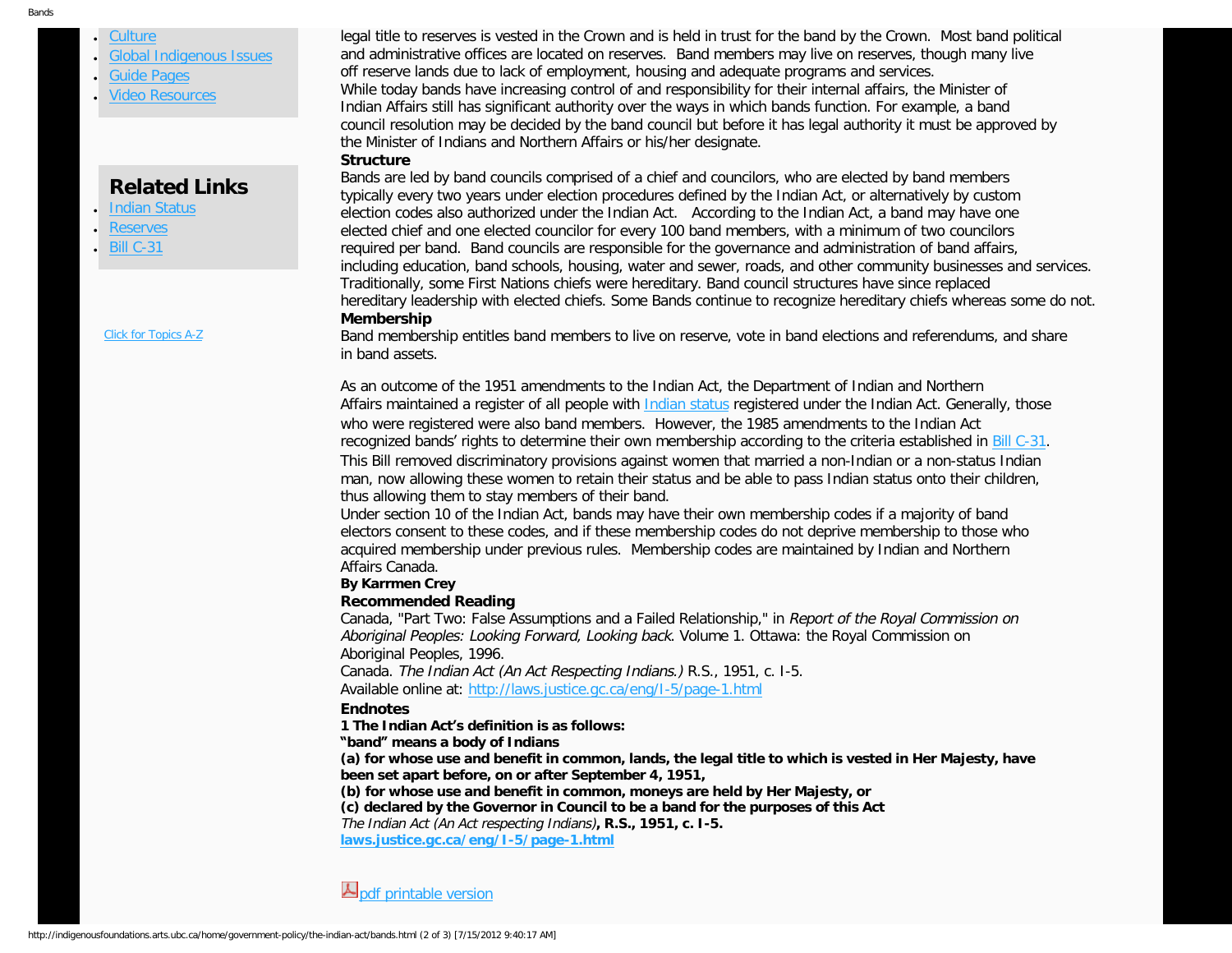- Culture
- Global Indigenous Issues
- Guide Pages
- Video Resources

## Related Links

- Indian Status
- Reserves
- Bill C-31

Click for Topics A-Z

legal title to reserves is vested in the Crown and is held in trust for the band by the Crown. Most band political and administrative offices are located on reserves. Band members may live on reserves, though many live off reserve lands due to lack of employment, housing and adequate programs and services.

While today bands have increasing control of and responsibility for their internal affairs, the Minister of Indian Affairs still has significant authority over the ways in which bands function. For example, a band council resolution may be decided by the band council but before it has legal authority it must be approved by the Minister of Indians and Northern Affairs or his/her designate.

**Structure**

Bands are led by band councils comprised of a chief and councilors, who are elected by band members typically every two years under election procedures defined by the Indian Act, or alternatively by custom election codes also authorized under the Indian Act. According to the Indian Act, a band may have one elected chief and one elected councilor for every 100 band members, with a minimum of two councilors required per band. Band councils are responsible for the governance and administration of band affairs, including education, band schools, housing, water and sewer, roads, and other community businesses and services. Traditionally, some First Nations chiefs were hereditary. Band council structures have since replaced hereditary leadership with elected chiefs. Some Bands continue to recognize hereditary chiefs whereas some do not.

**Membership**

Band membership entitles band members to live on reserve, vote in band elections and referendums, and share in band assets.

As an outcome of the 1951 amendments to the Indian Act, the Department of Indian and Northern Affairs maintained a register of all people with Indian status registered under the Indian Act. Generally, those who were registered were also band members. However, the 1985 amendments to the Indian Act recognized bands' rights to determine their own membership according to the criteria established in Bill C-31. This Bill removed discriminatory provisions against women that married a non-Indian or a non-status Indian man, now allowing these women to retain their status and be able to pass Indian status onto their children, thus allowing them to stay members of their band.

Under section 10 of the Indian Act, bands may have their own membership codes if a majority of band electors consent to these codes, and if these membership codes do not deprive membership to those who acquired membership under previous rules. Membership codes are maintained by Indian and Northern Affairs Canada.

**By Karrmen Crey**

**Recommended Reading**

Canada, "Part Two: False Assumptions and a Failed Relationship," in *Report of the Royal Commission on Aboriginal Peoples: Looking Forward, Looking back.* Volume 1. Ottawa: the Royal Commission on Aboriginal Peoples, 1996.

Canada. *The Indian Act (An Act Respecting Indians.)* R.S., 1951, c. I-5.
Available online at: http://laws.justice.gc.ca/eng/I-5/page-1.html

**Endnotes**

**1 The Indian Act's definition is as follows:**
**"band" means a body of Indians**
**(a) for whose use and benefit in common, lands, the legal title to which is vested in Her Majesty, have been set apart before, on or after September 4, 1951,**
**(b) for whose use and benefit in common, moneys are held by Her Majesty, or**
**(c) declared by the Governor in Council to be a band for the purposes of this Act**
*The Indian Act (An Act respecting Indians)*, **R.S., 1951, c. I-5.**
**laws.justice.gc.ca/eng/I-5/page-1.html**

pdf printable version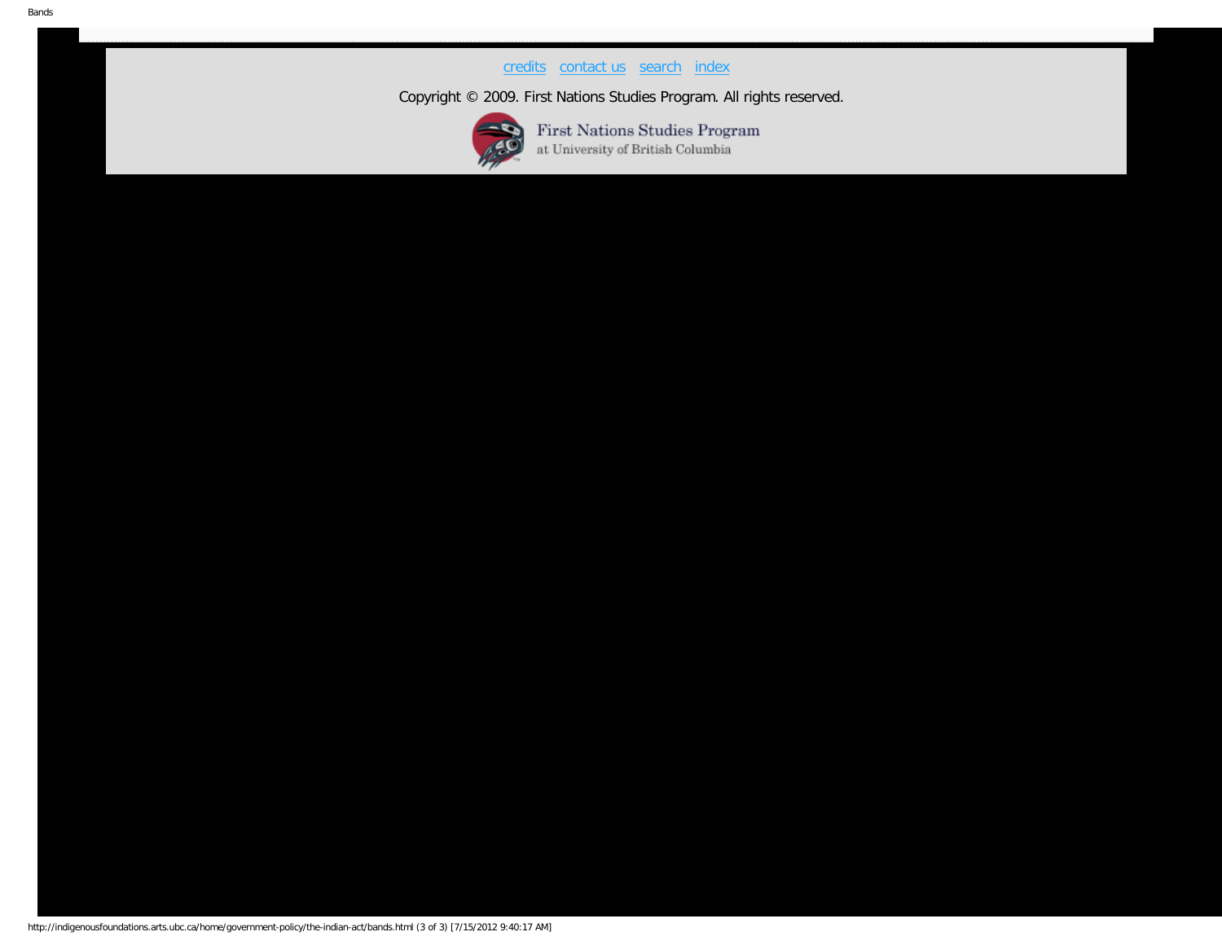credits contact us search index

Copyright © 2009. First Nations Studies Program. All rights reserved.

First Nations Studies Program
at University of British Columbia